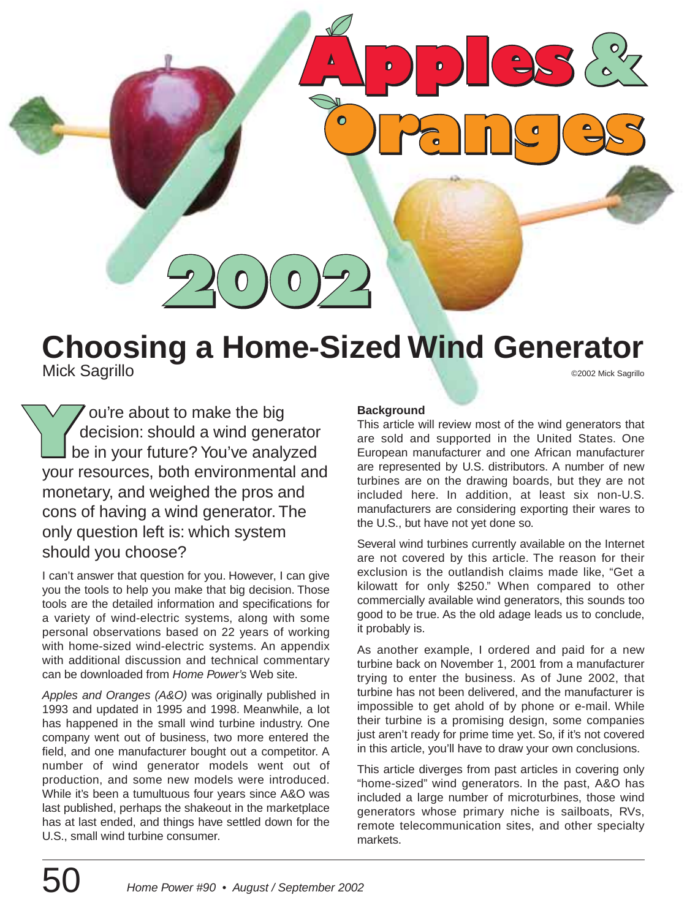# Apples & Oranges 2002

# Choosing a Home-Sized Wind Generator

Mick Sagrillo

©2002 Mick Sagrillo

You're about to make the big decision: should a wind generator be in your future? You've analyzed your resources, both environmental and monetary, and weighed the pros and cons of having a wind generator. The only question left is: which system should you choose?

I can't answer that question for you. However, I can give you the tools to help you make that big decision. Those tools are the detailed information and specifications for a variety of wind-electric systems, along with some personal observations based on 22 years of working with home-sized wind-electric systems. An appendix with additional discussion and technical commentary can be downloaded from *Home Power's* Web site.

*Apples and Oranges (A&O)* was originally published in 1993 and updated in 1995 and 1998. Meanwhile, a lot has happened in the small wind turbine industry. One company went out of business, two more entered the field, and one manufacturer bought out a competitor. A number of wind generator models went out of production, and some new models were introduced. While it's been a tumultuous four years since A&O was last published, perhaps the shakeout in the marketplace has at last ended, and things have settled down for the U.S., small wind turbine consumer.

**Background**

This article will review most of the wind generators that are sold and supported in the United States. One European manufacturer and one African manufacturer are represented by U.S. distributors. A number of new turbines are on the drawing boards, but they are not included here. In addition, at least six non-U.S. manufacturers are considering exporting their wares to the U.S., but have not yet done so.

Several wind turbines currently available on the Internet are not covered by this article. The reason for their exclusion is the outlandish claims made like, "Get a kilowatt for only $250." When compared to other commercially available wind generators, this sounds too good to be true. As the old adage leads us to conclude, it probably is.

As another example, I ordered and paid for a new turbine back on November 1, 2001 from a manufacturer trying to enter the business. As of June 2002, that turbine has not been delivered, and the manufacturer is impossible to get ahold of by phone or e-mail. While their turbine is a promising design, some companies just aren't ready for prime time yet. So, if it's not covered in this article, you'll have to draw your own conclusions.

This article diverges from past articles in covering only "home-sized" wind generators. In the past, A&O has included a large number of microturbines, those wind generators whose primary niche is sailboats, RVs, remote telecommunication sites, and other specialty markets.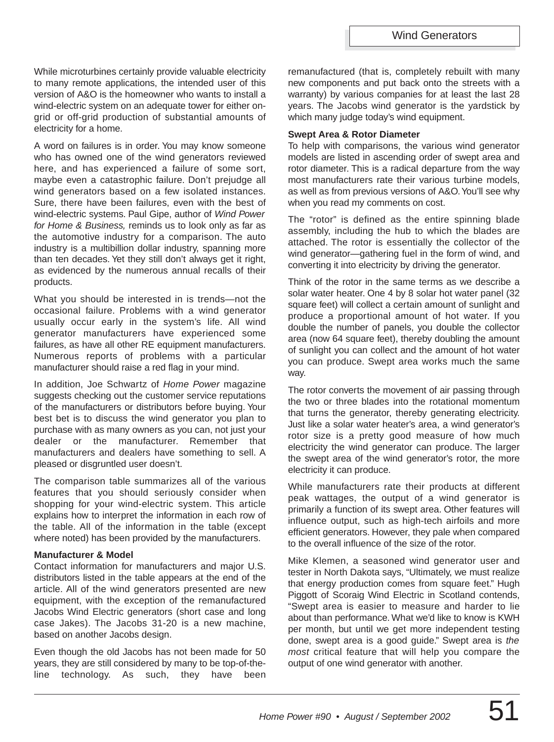While microturbines certainly provide valuable electricity to many remote applications, the intended user of this version of A&O is the homeowner who wants to install a wind-electric system on an adequate tower for either on-grid or off-grid production of substantial amounts of electricity for a home.

A word on failures is in order. You may know someone who has owned one of the wind generators reviewed here, and has experienced a failure of some sort, maybe even a catastrophic failure. Don't prejudge all wind generators based on a few isolated instances. Sure, there have been failures, even with the best of wind-electric systems. Paul Gipe, author of *Wind Power for Home & Business,* reminds us to look only as far as the automotive industry for a comparison. The auto industry is a multibillion dollar industry, spanning more than ten decades. Yet they still don't always get it right, as evidenced by the numerous annual recalls of their products.

What you should be interested in is trends—not the occasional failure. Problems with a wind generator usually occur early in the system's life. All wind generator manufacturers have experienced some failures, as have all other RE equipment manufacturers. Numerous reports of problems with a particular manufacturer should raise a red flag in your mind.

In addition, Joe Schwartz of *Home Power* magazine suggests checking out the customer service reputations of the manufacturers or distributors before buying. Your best bet is to discuss the wind generator you plan to purchase with as many owners as you can, not just your dealer or the manufacturer. Remember that manufacturers and dealers have something to sell. A pleased or disgruntled user doesn't.

The comparison table summarizes all of the various features that you should seriously consider when shopping for your wind-electric system. This article explains how to interpret the information in each row of the table. All of the information in the table (except where noted) has been provided by the manufacturers.

**Manufacturer & Model**

Contact information for manufacturers and major U.S. distributors listed in the table appears at the end of the article. All of the wind generators presented are new equipment, with the exception of the remanufactured Jacobs Wind Electric generators (short case and long case Jakes). The Jacobs 31-20 is a new machine, based on another Jacobs design.

Even though the old Jacobs has not been made for 50 years, they are still considered by many to be top-of-the-line technology. As such, they have been remanufactured (that is, completely rebuilt with many new components and put back onto the streets with a warranty) by various companies for at least the last 28 years. The Jacobs wind generator is the yardstick by which many judge today's wind equipment.

**Swept Area & Rotor Diameter**

To help with comparisons, the various wind generator models are listed in ascending order of swept area and rotor diameter. This is a radical departure from the way most manufacturers rate their various turbine models, as well as from previous versions of A&O. You'll see why when you read my comments on cost.

The "rotor" is defined as the entire spinning blade assembly, including the hub to which the blades are attached. The rotor is essentially the collector of the wind generator—gathering fuel in the form of wind, and converting it into electricity by driving the generator.

Think of the rotor in the same terms as we describe a solar water heater. One 4 by 8 solar hot water panel (32 square feet) will collect a certain amount of sunlight and produce a proportional amount of hot water. If you double the number of panels, you double the collector area (now 64 square feet), thereby doubling the amount of sunlight you can collect and the amount of hot water you can produce. Swept area works much the same way.

The rotor converts the movement of air passing through the two or three blades into the rotational momentum that turns the generator, thereby generating electricity. Just like a solar water heater's area, a wind generator's rotor size is a pretty good measure of how much electricity the wind generator can produce. The larger the swept area of the wind generator's rotor, the more electricity it can produce.

While manufacturers rate their products at different peak wattages, the output of a wind generator is primarily a function of its swept area. Other features will influence output, such as high-tech airfoils and more efficient generators. However, they pale when compared to the overall influence of the size of the rotor.

Mike Klemen, a seasoned wind generator user and tester in North Dakota says, "Ultimately, we must realize that energy production comes from square feet." Hugh Piggott of Scoraig Wind Electric in Scotland contends, "Swept area is easier to measure and harder to lie about than performance. What we'd like to know is KWH per month, but until we get more independent testing done, swept area is a good guide." Swept area is *the most* critical feature that will help you compare the output of one wind generator with another.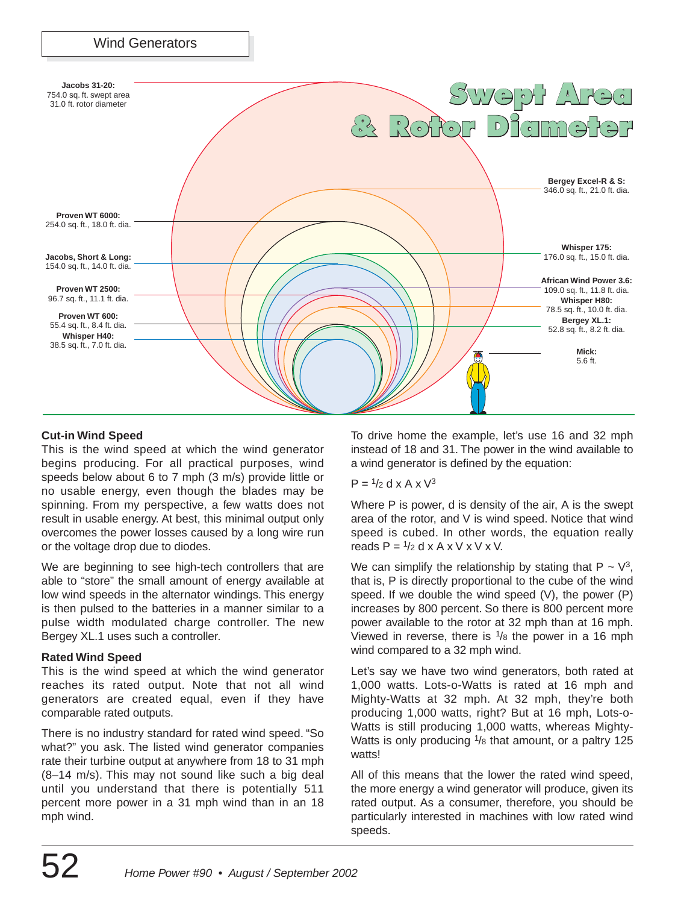## Swept Area & Rotor Diameter

**Jacobs 31-20:** 754.0 sq. ft. swept area, 31.0 ft. rotor diameter

**Bergey Excel-R & S:** 346.0 sq. ft., 21.0 ft. dia.

**Proven WT 6000:** 254.0 sq. ft., 18.0 ft. dia.

**Whisper 175:** 176.0 sq. ft., 15.0 ft. dia.

**Jacobs, Short & Long:** 154.0 sq. ft., 14.0 ft. dia.

**African Wind Power 3.6:** 109.0 sq. ft., 11.8 ft. dia.

**Proven WT 2500:** 96.7 sq. ft., 11.1 ft. dia.

**Whisper H80:** 78.5 sq. ft., 10.0 ft. dia.

**Proven WT 600:** 55.4 sq. ft., 8.4 ft. dia.

**Bergey XL.1:** 52.8 sq. ft., 8.2 ft. dia.

**Whisper H40:** 38.5 sq. ft., 7.0 ft. dia.

**Mick:** 5.6 ft.

### Cut-in Wind Speed

This is the wind speed at which the wind generator begins producing. For all practical purposes, wind speeds below about 6 to 7 mph (3 m/s) provide little or no usable energy, even though the blades may be spinning. From my perspective, a few watts does not result in usable energy. At best, this minimal output only overcomes the power losses caused by a long wire run or the voltage drop due to diodes.

We are beginning to see high-tech controllers that are able to "store" the small amount of energy available at low wind speeds in the alternator windings. This energy is then pulsed to the batteries in a manner similar to a pulse width modulated charge controller. The new Bergey XL.1 uses such a controller.

### Rated Wind Speed

This is the wind speed at which the wind generator reaches its rated output. Note that not all wind generators are created equal, even if they have comparable rated outputs.

There is no industry standard for rated wind speed. "So what?" you ask. The listed wind generator companies rate their turbine output at anywhere from 18 to 31 mph (8–14 m/s). This may not sound like such a big deal until you understand that there is potentially 511 percent more power in a 31 mph wind than in an 18 mph wind.

To drive home the example, let's use 16 and 32 mph instead of 18 and 31. The power in the wind available to a wind generator is defined by the equation:

$$P = \tfrac{1}{2}\, d \times A \times V^3$$

Where P is power, d is density of the air, A is the swept area of the rotor, and V is wind speed. Notice that wind speed is cubed. In other words, the equation really reads $P = \tfrac{1}{2}\, d \times A \times V \times V \times V$.

We can simplify the relationship by stating that $P \sim V^3$, that is, P is directly proportional to the cube of the wind speed. If we double the wind speed (V), the power (P) increases by 800 percent. So there is 800 percent more power available to the rotor at 32 mph than at 16 mph. Viewed in reverse, there is $\tfrac{1}{8}$ the power in a 16 mph wind compared to a 32 mph wind.

Let's say we have two wind generators, both rated at 1,000 watts. Lots-o-Watts is rated at 16 mph and Mighty-Watts at 32 mph. At 32 mph, they're both producing 1,000 watts, right? But at 16 mph, Lots-o-Watts is still producing 1,000 watts, whereas Mighty-Watts is only producing $\tfrac{1}{8}$ that amount, or a paltry 125 watts!

All of this means that the lower the rated wind speed, the more energy a wind generator will produce, given its rated output. As a consumer, therefore, you should be particularly interested in machines with low rated wind speeds.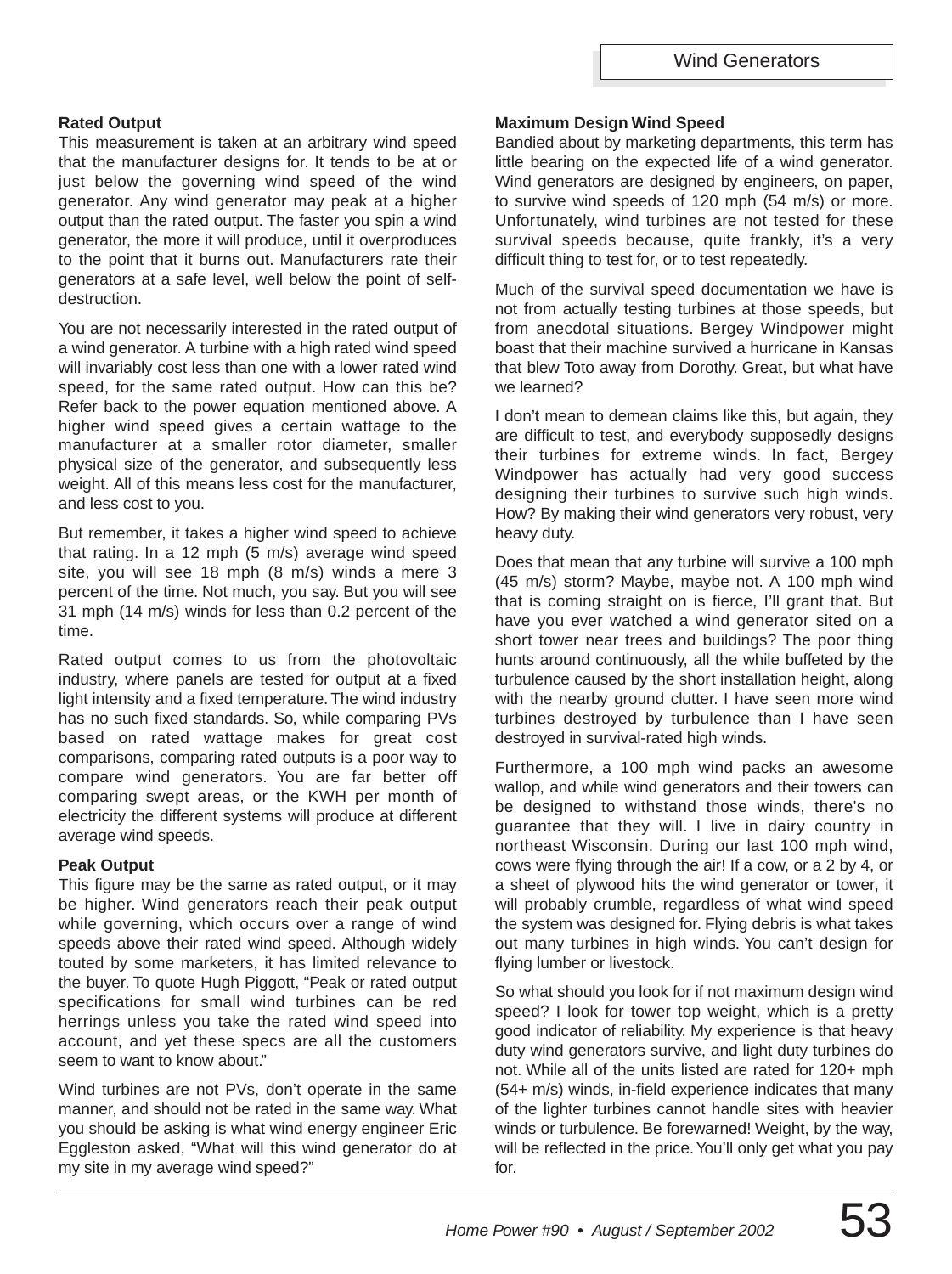### Rated Output

This measurement is taken at an arbitrary wind speed that the manufacturer designs for. It tends to be at or just below the governing wind speed of the wind generator. Any wind generator may peak at a higher output than the rated output. The faster you spin a wind generator, the more it will produce, until it overproduces to the point that it burns out. Manufacturers rate their generators at a safe level, well below the point of self-destruction.

You are not necessarily interested in the rated output of a wind generator. A turbine with a high rated wind speed will invariably cost less than one with a lower rated wind speed, for the same rated output. How can this be? Refer back to the power equation mentioned above. A higher wind speed gives a certain wattage to the manufacturer at a smaller rotor diameter, smaller physical size of the generator, and subsequently less weight. All of this means less cost for the manufacturer, and less cost to you.

But remember, it takes a higher wind speed to achieve that rating. In a 12 mph (5 m/s) average wind speed site, you will see 18 mph (8 m/s) winds a mere 3 percent of the time. Not much, you say. But you will see 31 mph (14 m/s) winds for less than 0.2 percent of the time.

Rated output comes to us from the photovoltaic industry, where panels are tested for output at a fixed light intensity and a fixed temperature. The wind industry has no such fixed standards. So, while comparing PVs based on rated wattage makes for great cost comparisons, comparing rated outputs is a poor way to compare wind generators. You are far better off comparing swept areas, or the KWH per month of electricity the different systems will produce at different average wind speeds.

### Peak Output

This figure may be the same as rated output, or it may be higher. Wind generators reach their peak output while governing, which occurs over a range of wind speeds above their rated wind speed. Although widely touted by some marketers, it has limited relevance to the buyer. To quote Hugh Piggott, "Peak or rated output specifications for small wind turbines can be red herrings unless you take the rated wind speed into account, and yet these specs are all the customers seem to want to know about."

Wind turbines are not PVs, don't operate in the same manner, and should not be rated in the same way. What you should be asking is what wind energy engineer Eric Eggleston asked, "What will this wind generator do at my site in my average wind speed?"

### Maximum Design Wind Speed

Bandied about by marketing departments, this term has little bearing on the expected life of a wind generator. Wind generators are designed by engineers, on paper, to survive wind speeds of 120 mph (54 m/s) or more. Unfortunately, wind turbines are not tested for these survival speeds because, quite frankly, it's a very difficult thing to test for, or to test repeatedly.

Much of the survival speed documentation we have is not from actually testing turbines at those speeds, but from anecdotal situations. Bergey Windpower might boast that their machine survived a hurricane in Kansas that blew Toto away from Dorothy. Great, but what have we learned?

I don't mean to demean claims like this, but again, they are difficult to test, and everybody supposedly designs their turbines for extreme winds. In fact, Bergey Windpower has actually had very good success designing their turbines to survive such high winds. How? By making their wind generators very robust, very heavy duty.

Does that mean that any turbine will survive a 100 mph (45 m/s) storm? Maybe, maybe not. A 100 mph wind that is coming straight on is fierce, I'll grant that. But have you ever watched a wind generator sited on a short tower near trees and buildings? The poor thing hunts around continuously, all the while buffeted by the turbulence caused by the short installation height, along with the nearby ground clutter. I have seen more wind turbines destroyed by turbulence than I have seen destroyed in survival-rated high winds.

Furthermore, a 100 mph wind packs an awesome wallop, and while wind generators and their towers can be designed to withstand those winds, there's no guarantee that they will. I live in dairy country in northeast Wisconsin. During our last 100 mph wind, cows were flying through the air! If a cow, or a 2 by 4, or a sheet of plywood hits the wind generator or tower, it will probably crumble, regardless of what wind speed the system was designed for. Flying debris is what takes out many turbines in high winds. You can't design for flying lumber or livestock.

So what should you look for if not maximum design wind speed? I look for tower top weight, which is a pretty good indicator of reliability. My experience is that heavy duty wind generators survive, and light duty turbines do not. While all of the units listed are rated for 120+ mph (54+ m/s) winds, in-field experience indicates that many of the lighter turbines cannot handle sites with heavier winds or turbulence. Be forewarned! Weight, by the way, will be reflected in the price. You'll only get what you pay for.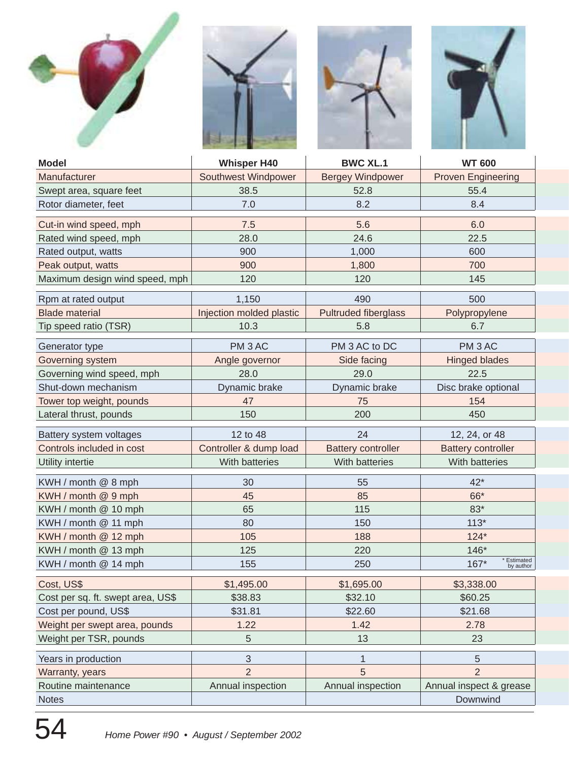| Model | Whisper H40 | BWC XL.1 | WT 600 |
|---|---|---|---|
| Manufacturer | Southwest Windpower | Bergey Windpower | Proven Engineering |
| Swept area, square feet | 38.5 | 52.8 | 55.4 |
| Rotor diameter, feet | 7.0 | 8.2 | 8.4 |
| Cut-in wind speed, mph | 7.5 | 5.6 | 6.0 |
| Rated wind speed, mph | 28.0 | 24.6 | 22.5 |
| Rated output, watts | 900 | 1,000 | 600 |
| Peak output, watts | 900 | 1,800 | 700 |
| Maximum design wind speed, mph | 120 | 120 | 145 |
| Rpm at rated output | 1,150 | 490 | 500 |
| Blade material | Injection molded plastic | Pultruded fiberglass | Polypropylene |
| Tip speed ratio (TSR) | 10.3 | 5.8 | 6.7 |
| Generator type | PM 3 AC | PM 3 AC to DC | PM 3 AC |
| Governing system | Angle governor | Side facing | Hinged blades |
| Governing wind speed, mph | 28.0 | 29.0 | 22.5 |
| Shut-down mechanism | Dynamic brake | Dynamic brake | Disc brake optional |
| Tower top weight, pounds | 47 | 75 | 154 |
| Lateral thrust, pounds | 150 | 200 | 450 |
| Battery system voltages | 12 to 48 | 24 | 12, 24, or 48 |
| Controls included in cost | Controller & dump load | Battery controller | Battery controller |
| Utility intertie | With batteries | With batteries | With batteries |
| KWH / month @ 8 mph | 30 | 55 | 42* |
| KWH / month @ 9 mph | 45 | 85 | 66* |
| KWH / month @ 10 mph | 65 | 115 | 83* |
| KWH / month @ 11 mph | 80 | 150 | 113* |
| KWH / month @ 12 mph | 105 | 188 | 124* |
| KWH / month @ 13 mph | 125 | 220 | 146* |
| KWH / month @ 14 mph | 155 | 250 | 167* |
| Cost, US$ | $1,495.00 | $1,695.00 | $3,338.00 |
| Cost per sq. ft. swept area, US$ | $38.83 | $32.10 | $60.25 |
| Cost per pound, US$ | $31.81 | $22.60 | $21.68 |
| Weight per swept area, pounds | 1.22 | 1.42 | 2.78 |
| Weight per TSR, pounds | 5 | 13 | 23 |
| Years in production | 3 | 1 | 5 |
| Warranty, years | 2 | 5 | 2 |
| Routine maintenance | Annual inspection | Annual inspection | Annual inspect & grease |
| Notes | | | Downwind |

* Estimated by author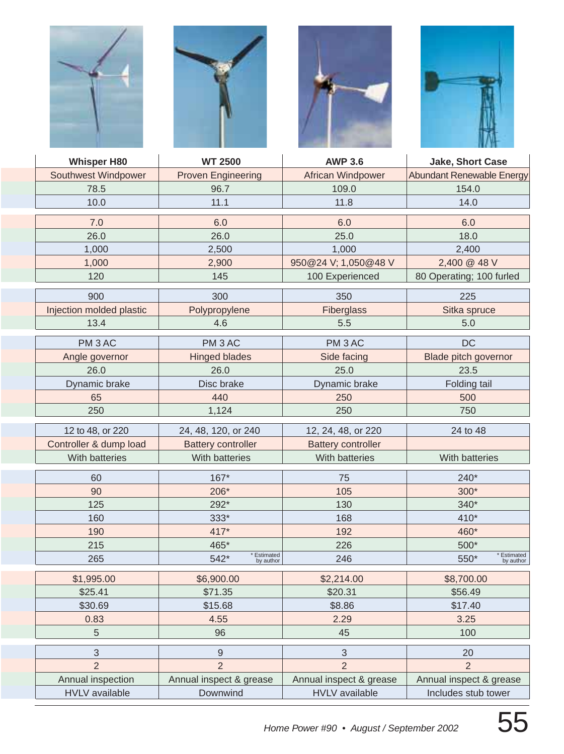| Whisper H80 | WT 2500 | AWP 3.6 | Jake, Short Case |
|---|---|---|---|
| Southwest Windpower | Proven Engineering | African Windpower | Abundant Renewable Energy |
| 78.5 | 96.7 | 109.0 | 154.0 |
| 10.0 | 11.1 | 11.8 | 14.0 |
| 7.0 | 6.0 | 6.0 | 6.0 |
| 26.0 | 26.0 | 25.0 | 18.0 |
| 1,000 | 2,500 | 1,000 | 2,400 |
| 1,000 | 2,900 | 950@24 V; 1,050@48 V | 2,400 @ 48 V |
| 120 | 145 | 100 Experienced | 80 Operating; 100 furled |
| 900 | 300 | 350 | 225 |
| Injection molded plastic | Polypropylene | Fiberglass | Sitka spruce |
| 13.4 | 4.6 | 5.5 | 5.0 |
| PM 3 AC | PM 3 AC | PM 3 AC | DC |
| Angle governor | Hinged blades | Side facing | Blade pitch governor |
| 26.0 | 26.0 | 25.0 | 23.5 |
| Dynamic brake | Disc brake | Dynamic brake | Folding tail |
| 65 | 440 | 250 | 500 |
| 250 | 1,124 | 250 | 750 |
| 12 to 48, or 220 | 24, 48, 120, or 240 | 12, 24, 48, or 220 | 24 to 48 |
| Controller & dump load | Battery controller | Battery controller | |
| With batteries | With batteries | With batteries | With batteries |
| 60 | 167* | 75 | 240* |
| 90 | 206* | 105 | 300* |
| 125 | 292* | 130 | 340* |
| 160 | 333* | 168 | 410* |
| 190 | 417* | 192 | 460* |
| 215 | 465* | 226 | 500* |
| 265 | 542* (* Estimated by author) | 246 | 550* (* Estimated by author) |
| $1,995.00 | $6,900.00 | $2,214.00 | $8,700.00 |
| $25.41 | $71.35 | $20.31 | $56.49 |
| $30.69 | $15.68 | $8.86 | $17.40 |
| 0.83 | 4.55 | 2.29 | 3.25 |
| 5 | 96 | 45 | 100 |
| 3 | 9 | 3 | 20 |
| 2 | 2 | 2 | 2 |
| Annual inspection | Annual inspect & grease | Annual inspect & grease | Annual inspect & grease |
| HVLV available | Downwind | HVLV available | Includes stub tower |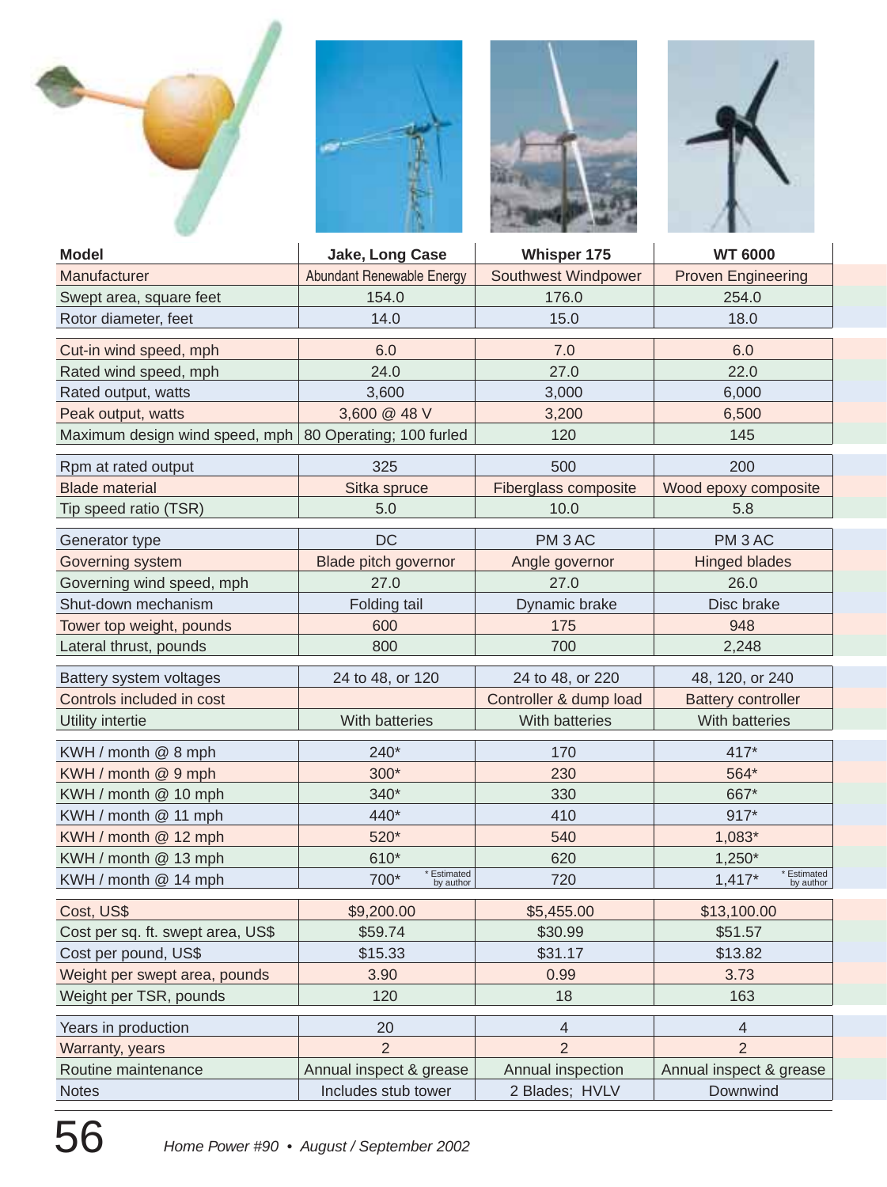| Model | Jake, Long Case | Whisper 175 | WT 6000 |
|---|---|---|---|
| Manufacturer | Abundant Renewable Energy | Southwest Windpower | Proven Engineering |
| Swept area, square feet | 154.0 | 176.0 | 254.0 |
| Rotor diameter, feet | 14.0 | 15.0 | 18.0 |
| Cut-in wind speed, mph | 6.0 | 7.0 | 6.0 |
| Rated wind speed, mph | 24.0 | 27.0 | 22.0 |
| Rated output, watts | 3,600 | 3,000 | 6,000 |
| Peak output, watts | 3,600 @ 48 V | 3,200 | 6,500 |
| Maximum design wind speed, mph | 80 Operating; 100 furled | 120 | 145 |
| Rpm at rated output | 325 | 500 | 200 |
| Blade material | Sitka spruce | Fiberglass composite | Wood epoxy composite |
| Tip speed ratio (TSR) | 5.0 | 10.0 | 5.8 |
| Generator type | DC | PM 3 AC | PM 3 AC |
| Governing system | Blade pitch governor | Angle governor | Hinged blades |
| Governing wind speed, mph | 27.0 | 27.0 | 26.0 |
| Shut-down mechanism | Folding tail | Dynamic brake | Disc brake |
| Tower top weight, pounds | 600 | 175 | 948 |
| Lateral thrust, pounds | 800 | 700 | 2,248 |
| Battery system voltages | 24 to 48, or 120 | 24 to 48, or 220 | 48, 120, or 240 |
| Controls included in cost | | Controller & dump load | Battery controller |
| Utility intertie | With batteries | With batteries | With batteries |
| KWH / month @ 8 mph | 240* | 170 | 417* |
| KWH / month @ 9 mph | 300* | 230 | 564* |
| KWH / month @ 10 mph | 340* | 330 | 667* |
| KWH / month @ 11 mph | 440* | 410 | 917* |
| KWH / month @ 12 mph | 520* | 540 | 1,083* |
| KWH / month @ 13 mph | 610* | 620 | 1,250* |
| KWH / month @ 14 mph | 700* (* Estimated by author) | 720 | 1,417* (* Estimated by author) |
| Cost, US$ | $9,200.00 | $5,455.00 | $13,100.00 |
| Cost per sq. ft. swept area, US$ | $59.74 | $30.99 | $51.57 |
| Cost per pound, US$ | $15.33 | $31.17 | $13.82 |
| Weight per swept area, pounds | 3.90 | 0.99 | 3.73 |
| Weight per TSR, pounds | 120 | 18 | 163 |
| Years in production | 20 | 4 | 4 |
| Warranty, years | 2 | 2 | 2 |
| Routine maintenance | Annual inspect & grease | Annual inspection | Annual inspect & grease |
| Notes | Includes stub tower | 2 Blades; HVLV | Downwind |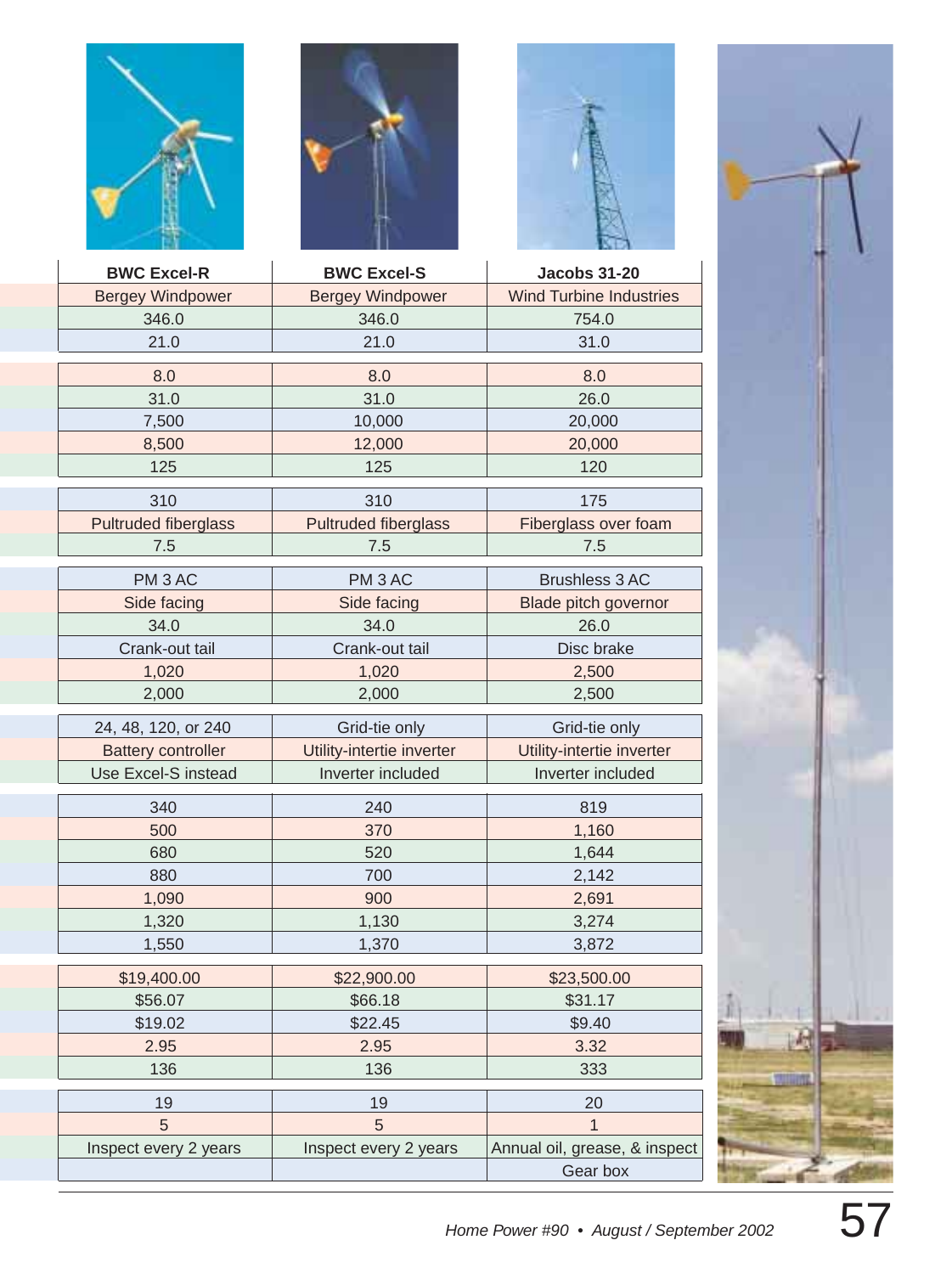| BWC Excel-R | BWC Excel-S | Jacobs 31-20 |
|---|---|---|
| Bergey Windpower | Bergey Windpower | Wind Turbine Industries |
| 346.0 | 346.0 | 754.0 |
| 21.0 | 21.0 | 31.0 |
| 8.0 | 8.0 | 8.0 |
| 31.0 | 31.0 | 26.0 |
| 7,500 | 10,000 | 20,000 |
| 8,500 | 12,000 | 20,000 |
| 125 | 125 | 120 |
| 310 | 310 | 175 |
| Pultruded fiberglass | Pultruded fiberglass | Fiberglass over foam |
| 7.5 | 7.5 | 7.5 |
| PM 3 AC | PM 3 AC | Brushless 3 AC |
| Side facing | Side facing | Blade pitch governor |
| 34.0 | 34.0 | 26.0 |
| Crank-out tail | Crank-out tail | Disc brake |
| 1,020 | 1,020 | 2,500 |
| 2,000 | 2,000 | 2,500 |
| 24, 48, 120, or 240 | Grid-tie only | Grid-tie only |
| Battery controller | Utility-intertie inverter | Utility-intertie inverter |
| Use Excel-S instead | Inverter included | Inverter included |
| 340 | 240 | 819 |
| 500 | 370 | 1,160 |
| 680 | 520 | 1,644 |
| 880 | 700 | 2,142 |
| 1,090 | 900 | 2,691 |
| 1,320 | 1,130 | 3,274 |
| 1,550 | 1,370 | 3,872 |
| $19,400.00 | $22,900.00 | $23,500.00 |
| $56.07 | $66.18 | $31.17 |
| $19.02 | $22.45 | $9.40 |
| 2.95 | 2.95 | 3.32 |
| 136 | 136 | 333 |
| 19 | 19 | 20 |
| 5 | 5 | 1 |
| Inspect every 2 years | Inspect every 2 years | Annual oil, grease, & inspect |
| | | Gear box |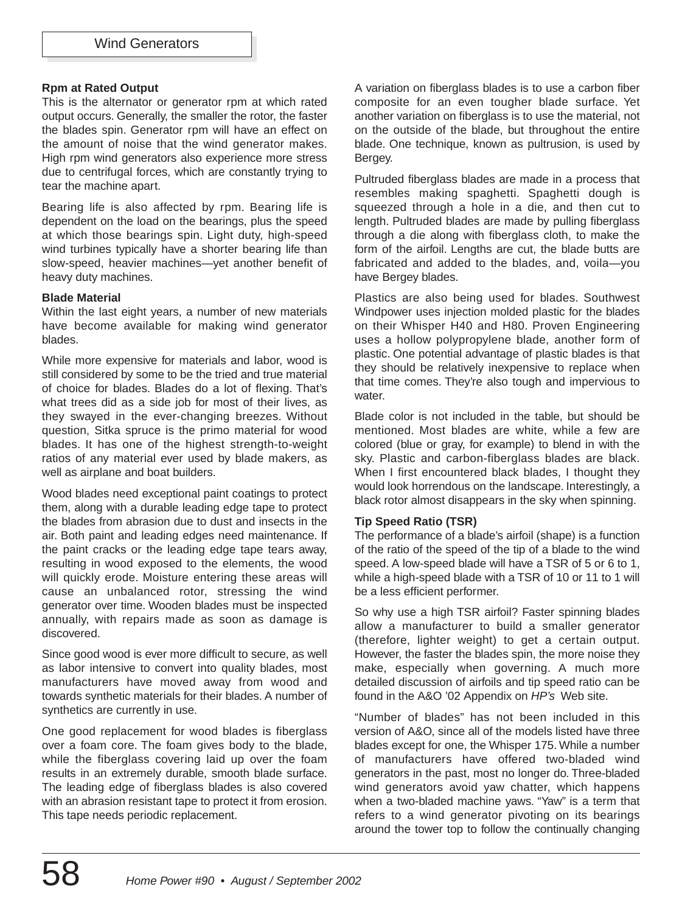### Rpm at Rated Output

This is the alternator or generator rpm at which rated output occurs. Generally, the smaller the rotor, the faster the blades spin. Generator rpm will have an effect on the amount of noise that the wind generator makes. High rpm wind generators also experience more stress due to centrifugal forces, which are constantly trying to tear the machine apart.

Bearing life is also affected by rpm. Bearing life is dependent on the load on the bearings, plus the speed at which those bearings spin. Light duty, high-speed wind turbines typically have a shorter bearing life than slow-speed, heavier machines—yet another benefit of heavy duty machines.

### Blade Material

Within the last eight years, a number of new materials have become available for making wind generator blades.

While more expensive for materials and labor, wood is still considered by some to be the tried and true material of choice for blades. Blades do a lot of flexing. That's what trees did as a side job for most of their lives, as they swayed in the ever-changing breezes. Without question, Sitka spruce is the primo material for wood blades. It has one of the highest strength-to-weight ratios of any material ever used by blade makers, as well as airplane and boat builders.

Wood blades need exceptional paint coatings to protect them, along with a durable leading edge tape to protect the blades from abrasion due to dust and insects in the air. Both paint and leading edges need maintenance. If the paint cracks or the leading edge tape tears away, resulting in wood exposed to the elements, the wood will quickly erode. Moisture entering these areas will cause an unbalanced rotor, stressing the wind generator over time. Wooden blades must be inspected annually, with repairs made as soon as damage is discovered.

Since good wood is ever more difficult to secure, as well as labor intensive to convert into quality blades, most manufacturers have moved away from wood and towards synthetic materials for their blades. A number of synthetics are currently in use.

One good replacement for wood blades is fiberglass over a foam core. The foam gives body to the blade, while the fiberglass covering laid up over the foam results in an extremely durable, smooth blade surface. The leading edge of fiberglass blades is also covered with an abrasion resistant tape to protect it from erosion. This tape needs periodic replacement.

A variation on fiberglass blades is to use a carbon fiber composite for an even tougher blade surface. Yet another variation on fiberglass is to use the material, not on the outside of the blade, but throughout the entire blade. One technique, known as pultrusion, is used by Bergey.

Pultruded fiberglass blades are made in a process that resembles making spaghetti. Spaghetti dough is squeezed through a hole in a die, and then cut to length. Pultruded blades are made by pulling fiberglass through a die along with fiberglass cloth, to make the form of the airfoil. Lengths are cut, the blade butts are fabricated and added to the blades, and, voila—you have Bergey blades.

Plastics are also being used for blades. Southwest Windpower uses injection molded plastic for the blades on their Whisper H40 and H80. Proven Engineering uses a hollow polypropylene blade, another form of plastic. One potential advantage of plastic blades is that they should be relatively inexpensive to replace when that time comes. They're also tough and impervious to water.

Blade color is not included in the table, but should be mentioned. Most blades are white, while a few are colored (blue or gray, for example) to blend in with the sky. Plastic and carbon-fiberglass blades are black. When I first encountered black blades, I thought they would look horrendous on the landscape. Interestingly, a black rotor almost disappears in the sky when spinning.

### Tip Speed Ratio (TSR)

The performance of a blade's airfoil (shape) is a function of the ratio of the speed of the tip of a blade to the wind speed. A low-speed blade will have a TSR of 5 or 6 to 1, while a high-speed blade with a TSR of 10 or 11 to 1 will be a less efficient performer.

So why use a high TSR airfoil? Faster spinning blades allow a manufacturer to build a smaller generator (therefore, lighter weight) to get a certain output. However, the faster the blades spin, the more noise they make, especially when governing. A much more detailed discussion of airfoils and tip speed ratio can be found in the A&O '02 Appendix on *HP's* Web site.

"Number of blades" has not been included in this version of A&O, since all of the models listed have three blades except for one, the Whisper 175. While a number of manufacturers have offered two-bladed wind generators in the past, most no longer do. Three-bladed wind generators avoid yaw chatter, which happens when a two-bladed machine yaws. "Yaw" is a term that refers to a wind generator pivoting on its bearings around the tower top to follow the continually changing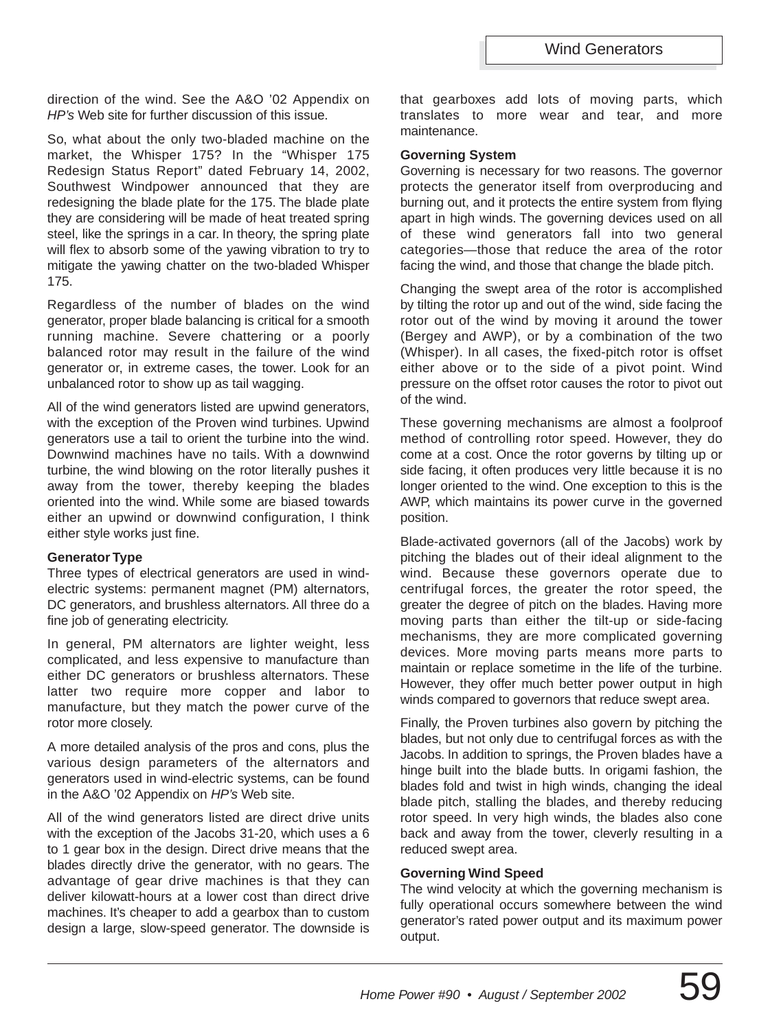direction of the wind. See the A&O '02 Appendix on *HP's* Web site for further discussion of this issue.

So, what about the only two-bladed machine on the market, the Whisper 175? In the "Whisper 175 Redesign Status Report" dated February 14, 2002, Southwest Windpower announced that they are redesigning the blade plate for the 175. The blade plate they are considering will be made of heat treated spring steel, like the springs in a car. In theory, the spring plate will flex to absorb some of the yawing vibration to try to mitigate the yawing chatter on the two-bladed Whisper 175.

Regardless of the number of blades on the wind generator, proper blade balancing is critical for a smooth running machine. Severe chattering or a poorly balanced rotor may result in the failure of the wind generator or, in extreme cases, the tower. Look for an unbalanced rotor to show up as tail wagging.

All of the wind generators listed are upwind generators, with the exception of the Proven wind turbines. Upwind generators use a tail to orient the turbine into the wind. Downwind machines have no tails. With a downwind turbine, the wind blowing on the rotor literally pushes it away from the tower, thereby keeping the blades oriented into the wind. While some are biased towards either an upwind or downwind configuration, I think either style works just fine.

### Generator Type

Three types of electrical generators are used in wind-electric systems: permanent magnet (PM) alternators, DC generators, and brushless alternators. All three do a fine job of generating electricity.

In general, PM alternators are lighter weight, less complicated, and less expensive to manufacture than either DC generators or brushless alternators. These latter two require more copper and labor to manufacture, but they match the power curve of the rotor more closely.

A more detailed analysis of the pros and cons, plus the various design parameters of the alternators and generators used in wind-electric systems, can be found in the A&O '02 Appendix on *HP's* Web site.

All of the wind generators listed are direct drive units with the exception of the Jacobs 31-20, which uses a 6 to 1 gear box in the design. Direct drive means that the blades directly drive the generator, with no gears. The advantage of gear drive machines is that they can deliver kilowatt-hours at a lower cost than direct drive machines. It's cheaper to add a gearbox than to custom design a large, slow-speed generator. The downside is that gearboxes add lots of moving parts, which translates to more wear and tear, and more maintenance.

### Governing System

Governing is necessary for two reasons. The governor protects the generator itself from overproducing and burning out, and it protects the entire system from flying apart in high winds. The governing devices used on all of these wind generators fall into two general categories—those that reduce the area of the rotor facing the wind, and those that change the blade pitch.

Changing the swept area of the rotor is accomplished by tilting the rotor up and out of the wind, side facing the rotor out of the wind by moving it around the tower (Bergey and AWP), or by a combination of the two (Whisper). In all cases, the fixed-pitch rotor is offset either above or to the side of a pivot point. Wind pressure on the offset rotor causes the rotor to pivot out of the wind.

These governing mechanisms are almost a foolproof method of controlling rotor speed. However, they do come at a cost. Once the rotor governs by tilting up or side facing, it often produces very little because it is no longer oriented to the wind. One exception to this is the AWP, which maintains its power curve in the governed position.

Blade-activated governors (all of the Jacobs) work by pitching the blades out of their ideal alignment to the wind. Because these governors operate due to centrifugal forces, the greater the rotor speed, the greater the degree of pitch on the blades. Having more moving parts than either the tilt-up or side-facing mechanisms, they are more complicated governing devices. More moving parts means more parts to maintain or replace sometime in the life of the turbine. However, they offer much better power output in high winds compared to governors that reduce swept area.

Finally, the Proven turbines also govern by pitching the blades, but not only due to centrifugal forces as with the Jacobs. In addition to springs, the Proven blades have a hinge built into the blade butts. In origami fashion, the blades fold and twist in high winds, changing the ideal blade pitch, stalling the blades, and thereby reducing rotor speed. In very high winds, the blades also cone back and away from the tower, cleverly resulting in a reduced swept area.

### Governing Wind Speed

The wind velocity at which the governing mechanism is fully operational occurs somewhere between the wind generator's rated power output and its maximum power output.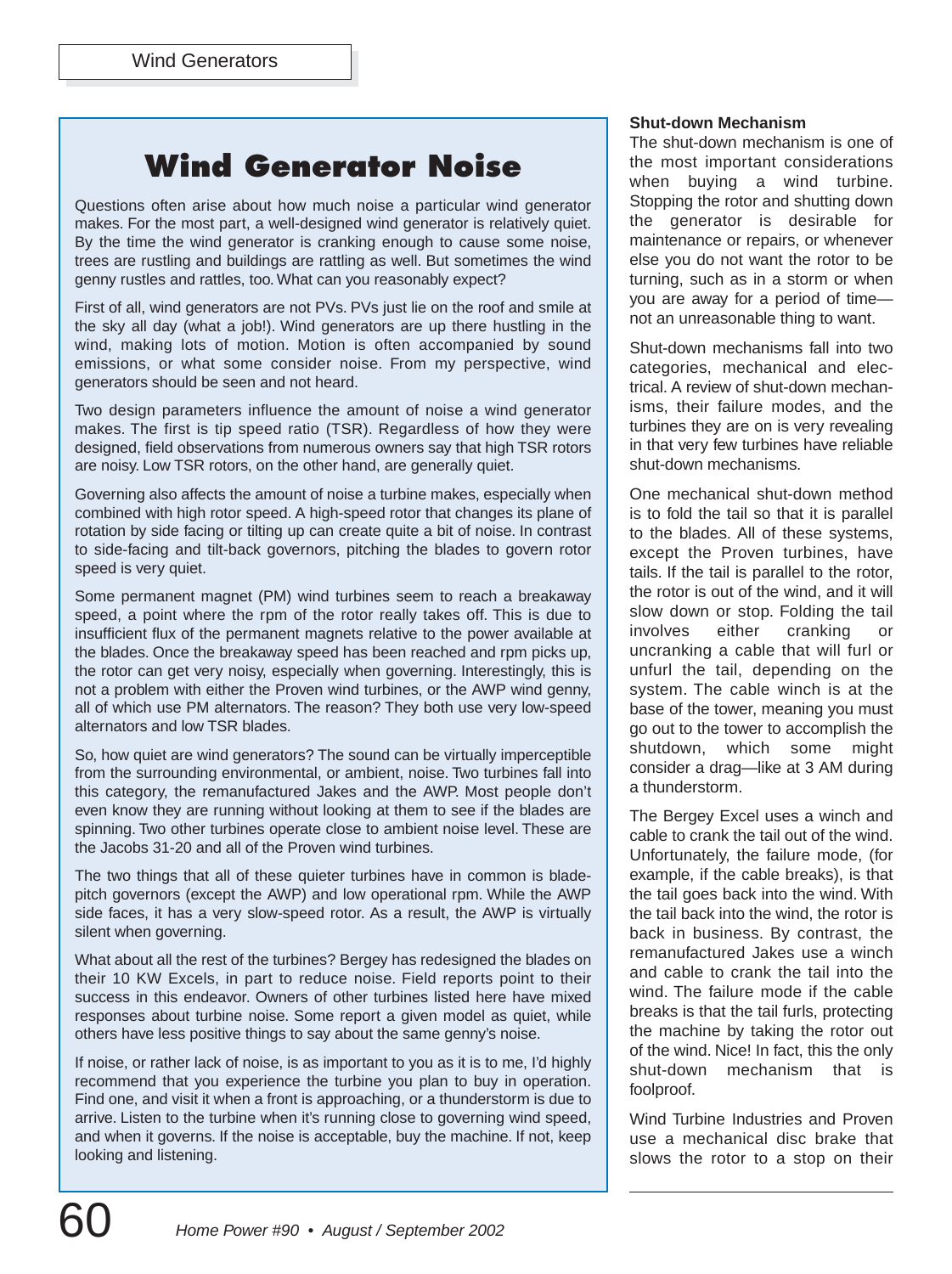## Wind Generator Noise

Questions often arise about how much noise a particular wind generator makes. For the most part, a well-designed wind generator is relatively quiet. By the time the wind generator is cranking enough to cause some noise, trees are rustling and buildings are rattling as well. But sometimes the wind genny rustles and rattles, too. What can you reasonably expect?

First of all, wind generators are not PVs. PVs just lie on the roof and smile at the sky all day (what a job!). Wind generators are up there hustling in the wind, making lots of motion. Motion is often accompanied by sound emissions, or what some consider noise. From my perspective, wind generators should be seen and not heard.

Two design parameters influence the amount of noise a wind generator makes. The first is tip speed ratio (TSR). Regardless of how they were designed, field observations from numerous owners say that high TSR rotors are noisy. Low TSR rotors, on the other hand, are generally quiet.

Governing also affects the amount of noise a turbine makes, especially when combined with high rotor speed. A high-speed rotor that changes its plane of rotation by side facing or tilting up can create quite a bit of noise. In contrast to side-facing and tilt-back governors, pitching the blades to govern rotor speed is very quiet.

Some permanent magnet (PM) wind turbines seem to reach a breakaway speed, a point where the rpm of the rotor really takes off. This is due to insufficient flux of the permanent magnets relative to the power available at the blades. Once the breakaway speed has been reached and rpm picks up, the rotor can get very noisy, especially when governing. Interestingly, this is not a problem with either the Proven wind turbines, or the AWP wind genny, all of which use PM alternators. The reason? They both use very low-speed alternators and low TSR blades.

So, how quiet are wind generators? The sound can be virtually imperceptible from the surrounding environmental, or ambient, noise. Two turbines fall into this category, the remanufactured Jakes and the AWP. Most people don't even know they are running without looking at them to see if the blades are spinning. Two other turbines operate close to ambient noise level. These are the Jacobs 31-20 and all of the Proven wind turbines.

The two things that all of these quieter turbines have in common is blade-pitch governors (except the AWP) and low operational rpm. While the AWP side faces, it has a very slow-speed rotor. As a result, the AWP is virtually silent when governing.

What about all the rest of the turbines? Bergey has redesigned the blades on their 10 KW Excels, in part to reduce noise. Field reports point to their success in this endeavor. Owners of other turbines listed here have mixed responses about turbine noise. Some report a given model as quiet, while others have less positive things to say about the same genny's noise.

If noise, or rather lack of noise, is as important to you as it is to me, I'd highly recommend that you experience the turbine you plan to buy in operation. Find one, and visit it when a front is approaching, or a thunderstorm is due to arrive. Listen to the turbine when it's running close to governing wind speed, and when it governs. If the noise is acceptable, buy the machine. If not, keep looking and listening.

**Shut-down Mechanism**

The shut-down mechanism is one of the most important considerations when buying a wind turbine. Stopping the rotor and shutting down the generator is desirable for maintenance or repairs, or whenever else you do not want the rotor to be turning, such as in a storm or when you are away for a period of time—not an unreasonable thing to want.

Shut-down mechanisms fall into two categories, mechanical and electrical. A review of shut-down mechanisms, their failure modes, and the turbines they are on is very revealing in that very few turbines have reliable shut-down mechanisms.

One mechanical shut-down method is to fold the tail so that it is parallel to the blades. All of these systems, except the Proven turbines, have tails. If the tail is parallel to the rotor, the rotor is out of the wind, and it will slow down or stop. Folding the tail involves either cranking or uncranking a cable that will furl or unfurl the tail, depending on the system. The cable winch is at the base of the tower, meaning you must go out to the tower to accomplish the shutdown, which some might consider a drag—like at 3 AM during a thunderstorm.

The Bergey Excel uses a winch and cable to crank the tail out of the wind. Unfortunately, the failure mode, (for example, if the cable breaks), is that the tail goes back into the wind. With the tail back into the wind, the rotor is back in business. By contrast, the remanufactured Jakes use a winch and cable to crank the tail into the wind. The failure mode if the cable breaks is that the tail furls, protecting the machine by taking the rotor out of the wind. Nice! In fact, this the only shut-down mechanism that is foolproof.

Wind Turbine Industries and Proven use a mechanical disc brake that slows the rotor to a stop on their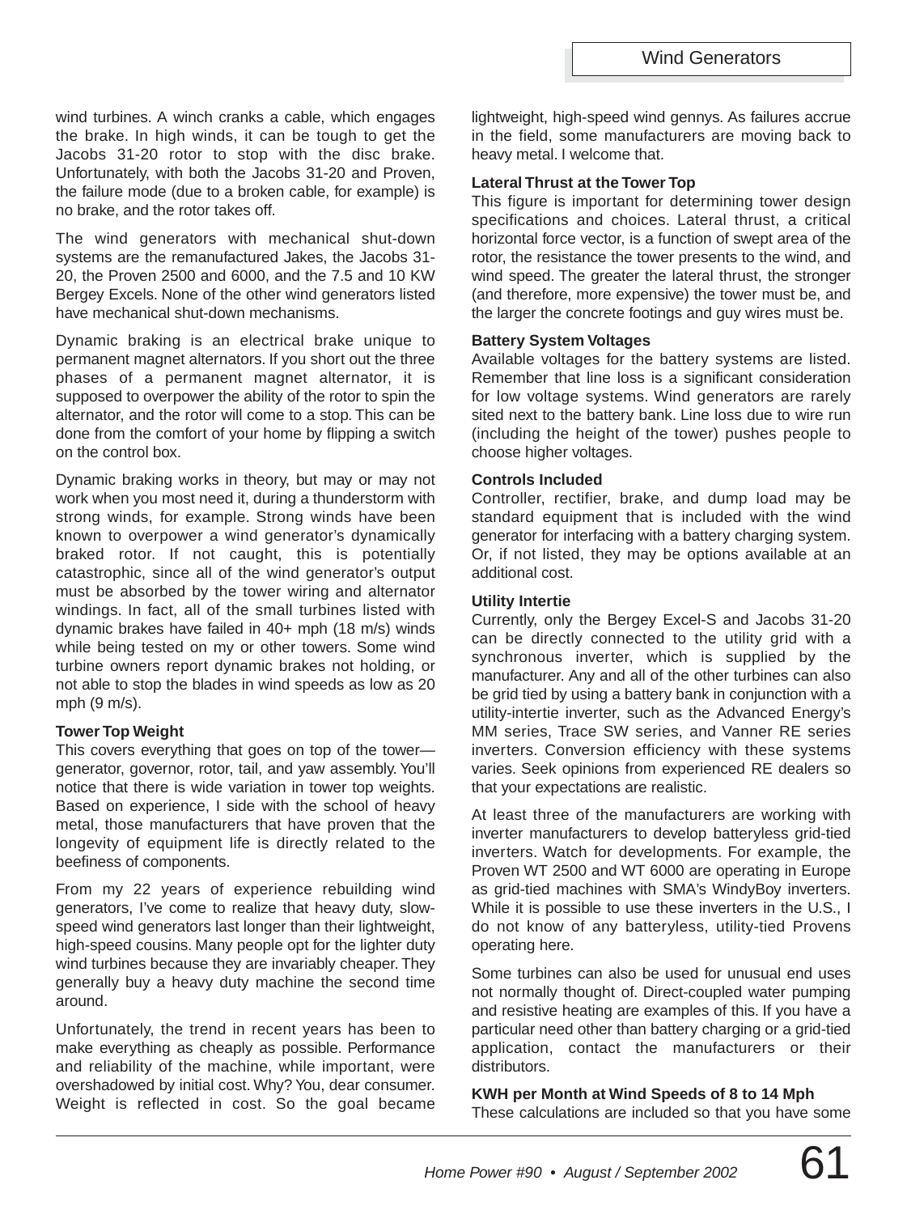wind turbines. A winch cranks a cable, which engages the brake. In high winds, it can be tough to get the Jacobs 31-20 rotor to stop with the disc brake. Unfortunately, with both the Jacobs 31-20 and Proven, the failure mode (due to a broken cable, for example) is no brake, and the rotor takes off.

The wind generators with mechanical shut-down systems are the remanufactured Jakes, the Jacobs 31-20, the Proven 2500 and 6000, and the 7.5 and 10 KW Bergey Excels. None of the other wind generators listed have mechanical shut-down mechanisms.

Dynamic braking is an electrical brake unique to permanent magnet alternators. If you short out the three phases of a permanent magnet alternator, it is supposed to overpower the ability of the rotor to spin the alternator, and the rotor will come to a stop. This can be done from the comfort of your home by flipping a switch on the control box.

Dynamic braking works in theory, but may or may not work when you most need it, during a thunderstorm with strong winds, for example. Strong winds have been known to overpower a wind generator's dynamically braked rotor. If not caught, this is potentially catastrophic, since all of the wind generator's output must be absorbed by the tower wiring and alternator windings. In fact, all of the small turbines listed with dynamic brakes have failed in 40+ mph (18 m/s) winds while being tested on my or other towers. Some wind turbine owners report dynamic brakes not holding, or not able to stop the blades in wind speeds as low as 20 mph (9 m/s).

**Tower Top Weight**

This covers everything that goes on top of the tower—generator, governor, rotor, tail, and yaw assembly. You'll notice that there is wide variation in tower top weights. Based on experience, I side with the school of heavy metal, those manufacturers that have proven that the longevity of equipment life is directly related to the beefiness of components.

From my 22 years of experience rebuilding wind generators, I've come to realize that heavy duty, slow-speed wind generators last longer than their lightweight, high-speed cousins. Many people opt for the lighter duty wind turbines because they are invariably cheaper. They generally buy a heavy duty machine the second time around.

Unfortunately, the trend in recent years has been to make everything as cheaply as possible. Performance and reliability of the machine, while important, were overshadowed by initial cost. Why? You, dear consumer. Weight is reflected in cost. So the goal became lightweight, high-speed wind gennys. As failures accrue in the field, some manufacturers are moving back to heavy metal. I welcome that.

**Lateral Thrust at the Tower Top**

This figure is important for determining tower design specifications and choices. Lateral thrust, a critical horizontal force vector, is a function of swept area of the rotor, the resistance the tower presents to the wind, and wind speed. The greater the lateral thrust, the stronger (and therefore, more expensive) the tower must be, and the larger the concrete footings and guy wires must be.

**Battery System Voltages**

Available voltages for the battery systems are listed. Remember that line loss is a significant consideration for low voltage systems. Wind generators are rarely sited next to the battery bank. Line loss due to wire run (including the height of the tower) pushes people to choose higher voltages.

**Controls Included**

Controller, rectifier, brake, and dump load may be standard equipment that is included with the wind generator for interfacing with a battery charging system. Or, if not listed, they may be options available at an additional cost.

**Utility Intertie**

Currently, only the Bergey Excel-S and Jacobs 31-20 can be directly connected to the utility grid with a synchronous inverter, which is supplied by the manufacturer. Any and all of the other turbines can also be grid tied by using a battery bank in conjunction with a utility-intertie inverter, such as the Advanced Energy's MM series, Trace SW series, and Vanner RE series inverters. Conversion efficiency with these systems varies. Seek opinions from experienced RE dealers so that your expectations are realistic.

At least three of the manufacturers are working with inverter manufacturers to develop batteryless grid-tied inverters. Watch for developments. For example, the Proven WT 2500 and WT 6000 are operating in Europe as grid-tied machines with SMA's WindyBoy inverters. While it is possible to use these inverters in the U.S., I do not know of any batteryless, utility-tied Provens operating here.

Some turbines can also be used for unusual end uses not normally thought of. Direct-coupled water pumping and resistive heating are examples of this. If you have a particular need other than battery charging or a grid-tied application, contact the manufacturers or their distributors.

**KWH per Month at Wind Speeds of 8 to 14 Mph**

These calculations are included so that you have some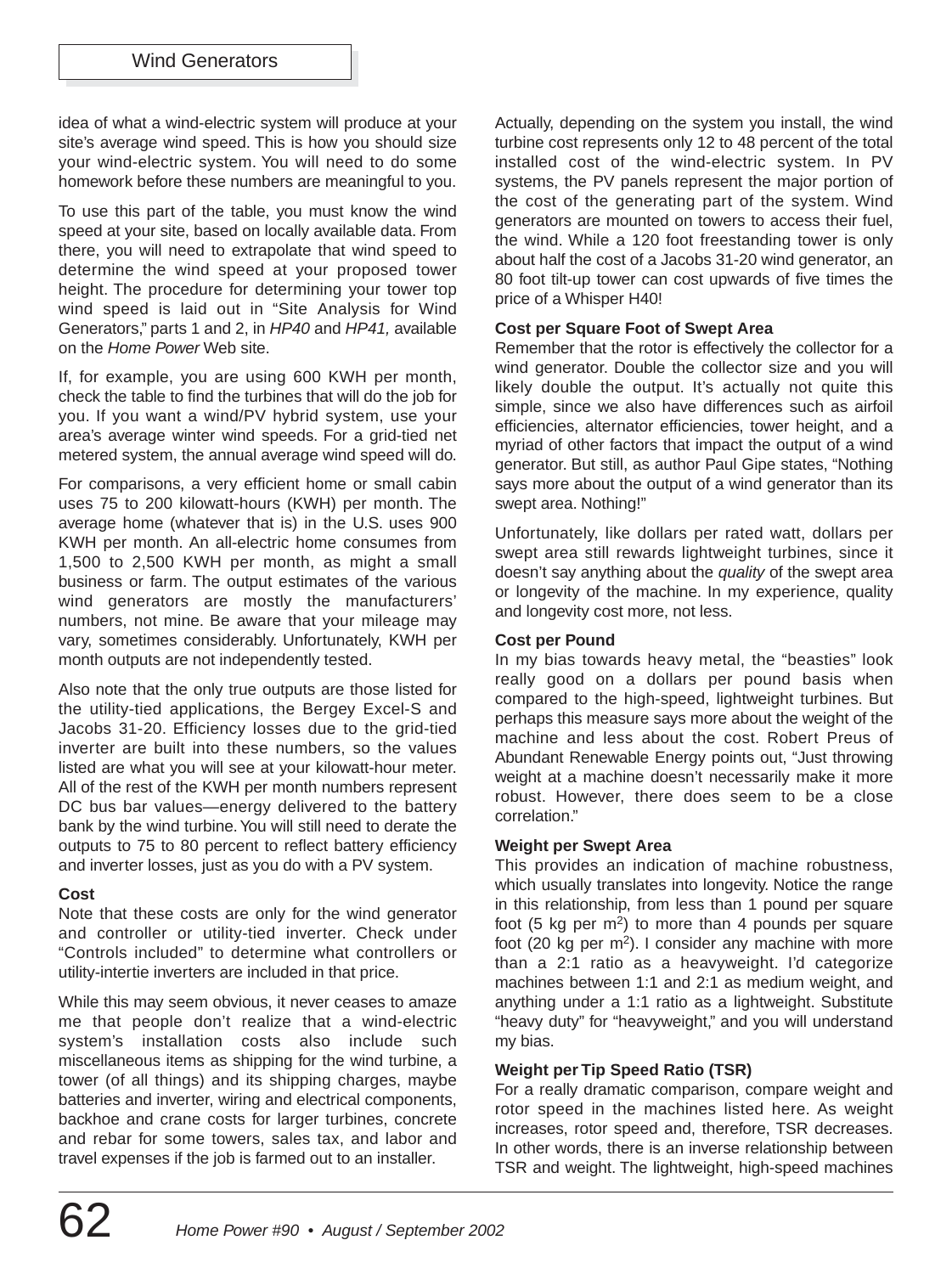idea of what a wind-electric system will produce at your site's average wind speed. This is how you should size your wind-electric system. You will need to do some homework before these numbers are meaningful to you.

To use this part of the table, you must know the wind speed at your site, based on locally available data. From there, you will need to extrapolate that wind speed to determine the wind speed at your proposed tower height. The procedure for determining your tower top wind speed is laid out in "Site Analysis for Wind Generators," parts 1 and 2, in *HP40* and *HP41,* available on the *Home Power* Web site.

If, for example, you are using 600 KWH per month, check the table to find the turbines that will do the job for you. If you want a wind/PV hybrid system, use your area's average winter wind speeds. For a grid-tied net metered system, the annual average wind speed will do.

For comparisons, a very efficient home or small cabin uses 75 to 200 kilowatt-hours (KWH) per month. The average home (whatever that is) in the U.S. uses 900 KWH per month. An all-electric home consumes from 1,500 to 2,500 KWH per month, as might a small business or farm. The output estimates of the various wind generators are mostly the manufacturers' numbers, not mine. Be aware that your mileage may vary, sometimes considerably. Unfortunately, KWH per month outputs are not independently tested.

Also note that the only true outputs are those listed for the utility-tied applications, the Bergey Excel-S and Jacobs 31-20. Efficiency losses due to the grid-tied inverter are built into these numbers, so the values listed are what you will see at your kilowatt-hour meter. All of the rest of the KWH per month numbers represent DC bus bar values—energy delivered to the battery bank by the wind turbine. You will still need to derate the outputs to 75 to 80 percent to reflect battery efficiency and inverter losses, just as you do with a PV system.

**Cost**

Note that these costs are only for the wind generator and controller or utility-tied inverter. Check under "Controls included" to determine what controllers or utility-intertie inverters are included in that price.

While this may seem obvious, it never ceases to amaze me that people don't realize that a wind-electric system's installation costs also include such miscellaneous items as shipping for the wind turbine, a tower (of all things) and its shipping charges, maybe batteries and inverter, wiring and electrical components, backhoe and crane costs for larger turbines, concrete and rebar for some towers, sales tax, and labor and travel expenses if the job is farmed out to an installer.

Actually, depending on the system you install, the wind turbine cost represents only 12 to 48 percent of the total installed cost of the wind-electric system. In PV systems, the PV panels represent the major portion of the cost of the generating part of the system. Wind generators are mounted on towers to access their fuel, the wind. While a 120 foot freestanding tower is only about half the cost of a Jacobs 31-20 wind generator, an 80 foot tilt-up tower can cost upwards of five times the price of a Whisper H40!

**Cost per Square Foot of Swept Area**

Remember that the rotor is effectively the collector for a wind generator. Double the collector size and you will likely double the output. It's actually not quite this simple, since we also have differences such as airfoil efficiencies, alternator efficiencies, tower height, and a myriad of other factors that impact the output of a wind generator. But still, as author Paul Gipe states, "Nothing says more about the output of a wind generator than its swept area. Nothing!"

Unfortunately, like dollars per rated watt, dollars per swept area still rewards lightweight turbines, since it doesn't say anything about the *quality* of the swept area or longevity of the machine. In my experience, quality and longevity cost more, not less.

**Cost per Pound**

In my bias towards heavy metal, the "beasties" look really good on a dollars per pound basis when compared to the high-speed, lightweight turbines. But perhaps this measure says more about the weight of the machine and less about the cost. Robert Preus of Abundant Renewable Energy points out, "Just throwing weight at a machine doesn't necessarily make it more robust. However, there does seem to be a close correlation."

**Weight per Swept Area**

This provides an indication of machine robustness, which usually translates into longevity. Notice the range in this relationship, from less than 1 pound per square foot (5 kg per $m^2$) to more than 4 pounds per square foot (20 kg per $m^2$). I consider any machine with more than a 2:1 ratio as a heavyweight. I'd categorize machines between 1:1 and 2:1 as medium weight, and anything under a 1:1 ratio as a lightweight. Substitute "heavy duty" for "heavyweight," and you will understand my bias.

**Weight per Tip Speed Ratio (TSR)**

For a really dramatic comparison, compare weight and rotor speed in the machines listed here. As weight increases, rotor speed and, therefore, TSR decreases. In other words, there is an inverse relationship between TSR and weight. The lightweight, high-speed machines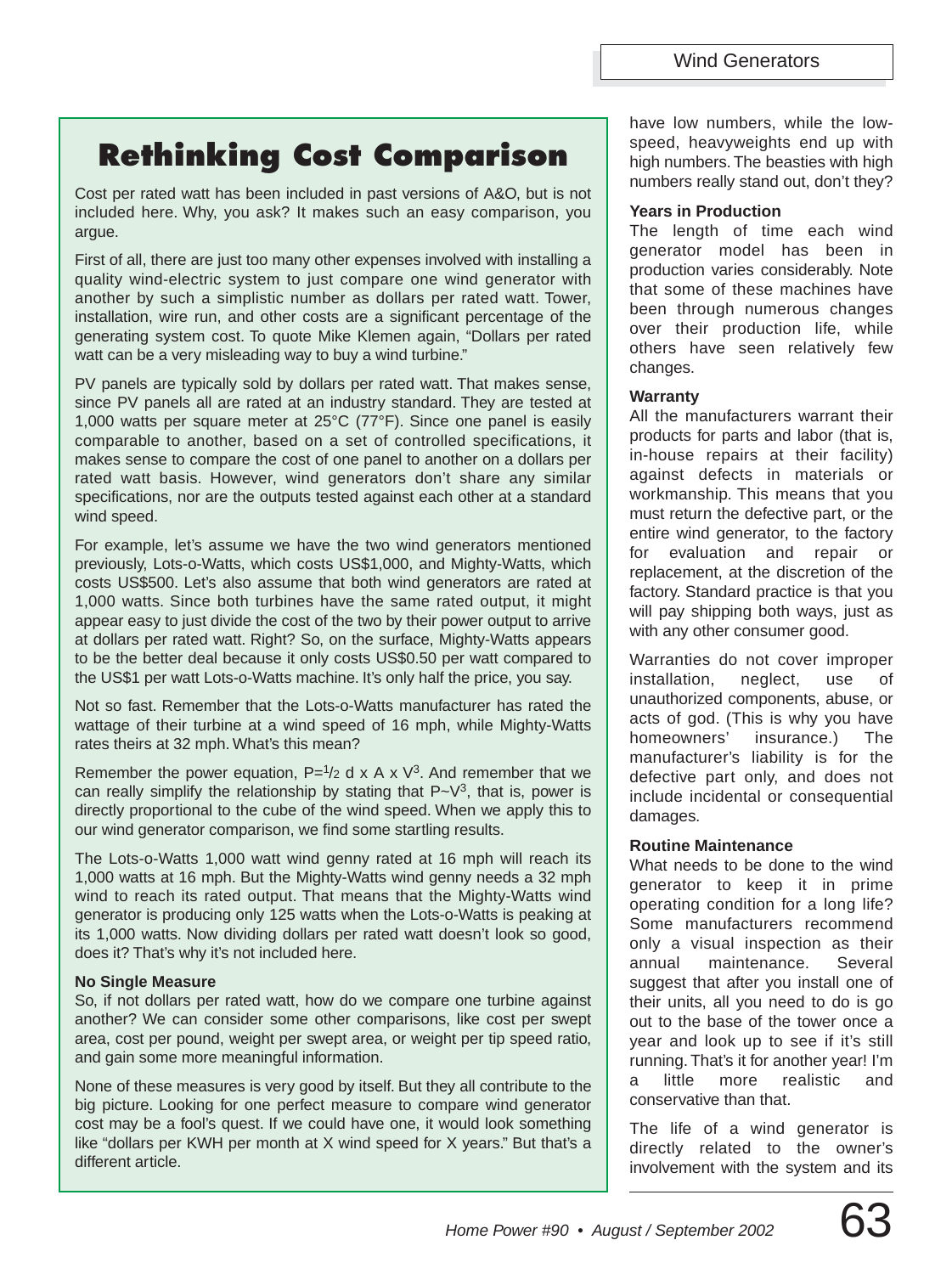## Rethinking Cost Comparison

Cost per rated watt has been included in past versions of A&O, but is not included here. Why, you ask? It makes such an easy comparison, you argue.

First of all, there are just too many other expenses involved with installing a quality wind-electric system to just compare one wind generator with another by such a simplistic number as dollars per rated watt. Tower, installation, wire run, and other costs are a significant percentage of the generating system cost. To quote Mike Klemen again, "Dollars per rated watt can be a very misleading way to buy a wind turbine."

PV panels are typically sold by dollars per rated watt. That makes sense, since PV panels all are rated at an industry standard. They are tested at 1,000 watts per square meter at 25°C (77°F). Since one panel is easily comparable to another, based on a set of controlled specifications, it makes sense to compare the cost of one panel to another on a dollars per rated watt basis. However, wind generators don't share any similar specifications, nor are the outputs tested against each other at a standard wind speed.

For example, let's assume we have the two wind generators mentioned previously, Lots-o-Watts, which costs US$1,000, and Mighty-Watts, which costs US$500. Let's also assume that both wind generators are rated at 1,000 watts. Since both turbines have the same rated output, it might appear easy to just divide the cost of the two by their power output to arrive at dollars per rated watt. Right? So, on the surface, Mighty-Watts appears to be the better deal because it only costs US$0.50 per watt compared to the US$1 per watt Lots-o-Watts machine. It's only half the price, you say.

Not so fast. Remember that the Lots-o-Watts manufacturer has rated the wattage of their turbine at a wind speed of 16 mph, while Mighty-Watts rates theirs at 32 mph. What's this mean?

Remember the power equation, $P = \frac{1}{2}\ d \times A \times V^3$. And remember that we can really simplify the relationship by stating that $P \sim V^3$, that is, power is directly proportional to the cube of the wind speed. When we apply this to our wind generator comparison, we find some startling results.

The Lots-o-Watts 1,000 watt wind genny rated at 16 mph will reach its 1,000 watts at 16 mph. But the Mighty-Watts wind genny needs a 32 mph wind to reach its rated output. That means that the Mighty-Watts wind generator is producing only 125 watts when the Lots-o-Watts is peaking at its 1,000 watts. Now dividing dollars per rated watt doesn't look so good, does it? That's why it's not included here.

**No Single Measure**

So, if not dollars per rated watt, how do we compare one turbine against another? We can consider some other comparisons, like cost per swept area, cost per pound, weight per swept area, or weight per tip speed ratio, and gain some more meaningful information.

None of these measures is very good by itself. But they all contribute to the big picture. Looking for one perfect measure to compare wind generator cost may be a fool's quest. If we could have one, it would look something like "dollars per KWH per month at X wind speed for X years." But that's a different article.

---

have low numbers, while the low-speed, heavyweights end up with high numbers. The beasties with high numbers really stand out, don't they?

### Years in Production

The length of time each wind generator model has been in production varies considerably. Note that some of these machines have been through numerous changes over their production life, while others have seen relatively few changes.

### Warranty

All the manufacturers warrant their products for parts and labor (that is, in-house repairs at their facility) against defects in materials or workmanship. This means that you must return the defective part, or the entire wind generator, to the factory for evaluation and repair or replacement, at the discretion of the factory. Standard practice is that you will pay shipping both ways, just as with any other consumer good.

Warranties do not cover improper installation, neglect, use of unauthorized components, abuse, or acts of god. (This is why you have homeowners' insurance.) The manufacturer's liability is for the defective part only, and does not include incidental or consequential damages.

### Routine Maintenance

What needs to be done to the wind generator to keep it in prime operating condition for a long life? Some manufacturers recommend only a visual inspection as their annual maintenance. Several suggest that after you install one of their units, all you need to do is go out to the base of the tower once a year and look up to see if it's still running. That's it for another year! I'm a little more realistic and conservative than that.

The life of a wind generator is directly related to the owner's involvement with the system and its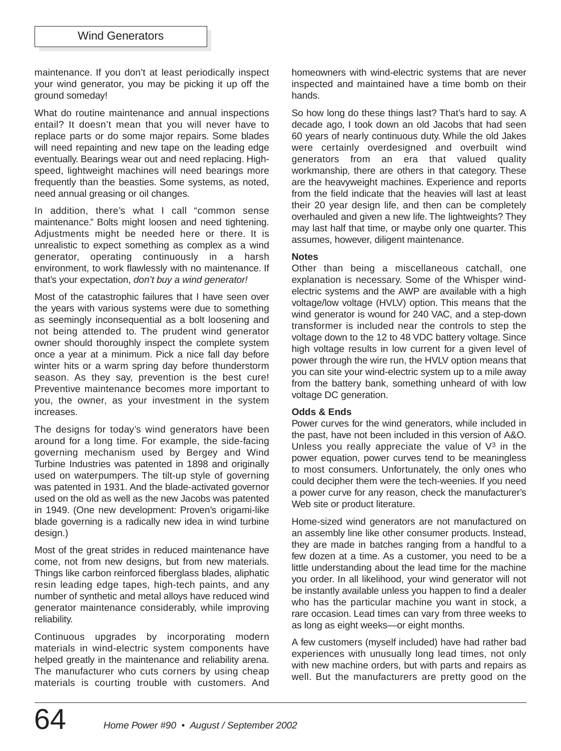maintenance. If you don't at least periodically inspect your wind generator, you may be picking it up off the ground someday!

What do routine maintenance and annual inspections entail? It doesn't mean that you will never have to replace parts or do some major repairs. Some blades will need repainting and new tape on the leading edge eventually. Bearings wear out and need replacing. High-speed, lightweight machines will need bearings more frequently than the beasties. Some systems, as noted, need annual greasing or oil changes.

In addition, there's what I call "common sense maintenance." Bolts might loosen and need tightening. Adjustments might be needed here or there. It is unrealistic to expect something as complex as a wind generator, operating continuously in a harsh environment, to work flawlessly with no maintenance. If that's your expectation, *don't buy a wind generator!*

Most of the catastrophic failures that I have seen over the years with various systems were due to something as seemingly inconsequential as a bolt loosening and not being attended to. The prudent wind generator owner should thoroughly inspect the complete system once a year at a minimum. Pick a nice fall day before winter hits or a warm spring day before thunderstorm season. As they say, prevention is the best cure! Preventive maintenance becomes more important to you, the owner, as your investment in the system increases.

The designs for today's wind generators have been around for a long time. For example, the side-facing governing mechanism used by Bergey and Wind Turbine Industries was patented in 1898 and originally used on waterpumpers. The tilt-up style of governing was patented in 1931. And the blade-activated governor used on the old as well as the new Jacobs was patented in 1949. (One new development: Proven's origami-like blade governing is a radically new idea in wind turbine design.)

Most of the great strides in reduced maintenance have come, not from new designs, but from new materials. Things like carbon reinforced fiberglass blades, aliphatic resin leading edge tapes, high-tech paints, and any number of synthetic and metal alloys have reduced wind generator maintenance considerably, while improving reliability.

Continuous upgrades by incorporating modern materials in wind-electric system components have helped greatly in the maintenance and reliability arena. The manufacturer who cuts corners by using cheap materials is courting trouble with customers. And homeowners with wind-electric systems that are never inspected and maintained have a time bomb on their hands.

So how long do these things last? That's hard to say. A decade ago, I took down an old Jacobs that had seen 60 years of nearly continuous duty. While the old Jakes were certainly overdesigned and overbuilt wind generators from an era that valued quality workmanship, there are others in that category. These are the heavyweight machines. Experience and reports from the field indicate that the heavies will last at least their 20 year design life, and then can be completely overhauled and given a new life. The lightweights? They may last half that time, or maybe only one quarter. This assumes, however, diligent maintenance.

**Notes**

Other than being a miscellaneous catchall, one explanation is necessary. Some of the Whisper wind-electric systems and the AWP are available with a high voltage/low voltage (HVLV) option. This means that the wind generator is wound for 240 VAC, and a step-down transformer is included near the controls to step the voltage down to the 12 to 48 VDC battery voltage. Since high voltage results in low current for a given level of power through the wire run, the HVLV option means that you can site your wind-electric system up to a mile away from the battery bank, something unheard of with low voltage DC generation.

**Odds & Ends**

Power curves for the wind generators, while included in the past, have not been included in this version of A&O. Unless you really appreciate the value of $V^3$ in the power equation, power curves tend to be meaningless to most consumers. Unfortunately, the only ones who could decipher them were the tech-weenies. If you need a power curve for any reason, check the manufacturer's Web site or product literature.

Home-sized wind generators are not manufactured on an assembly line like other consumer products. Instead, they are made in batches ranging from a handful to a few dozen at a time. As a customer, you need to be a little understanding about the lead time for the machine you order. In all likelihood, your wind generator will not be instantly available unless you happen to find a dealer who has the particular machine you want in stock, a rare occasion. Lead times can vary from three weeks to as long as eight weeks—or eight months.

A few customers (myself included) have had rather bad experiences with unusually long lead times, not only with new machine orders, but with parts and repairs as well. But the manufacturers are pretty good on the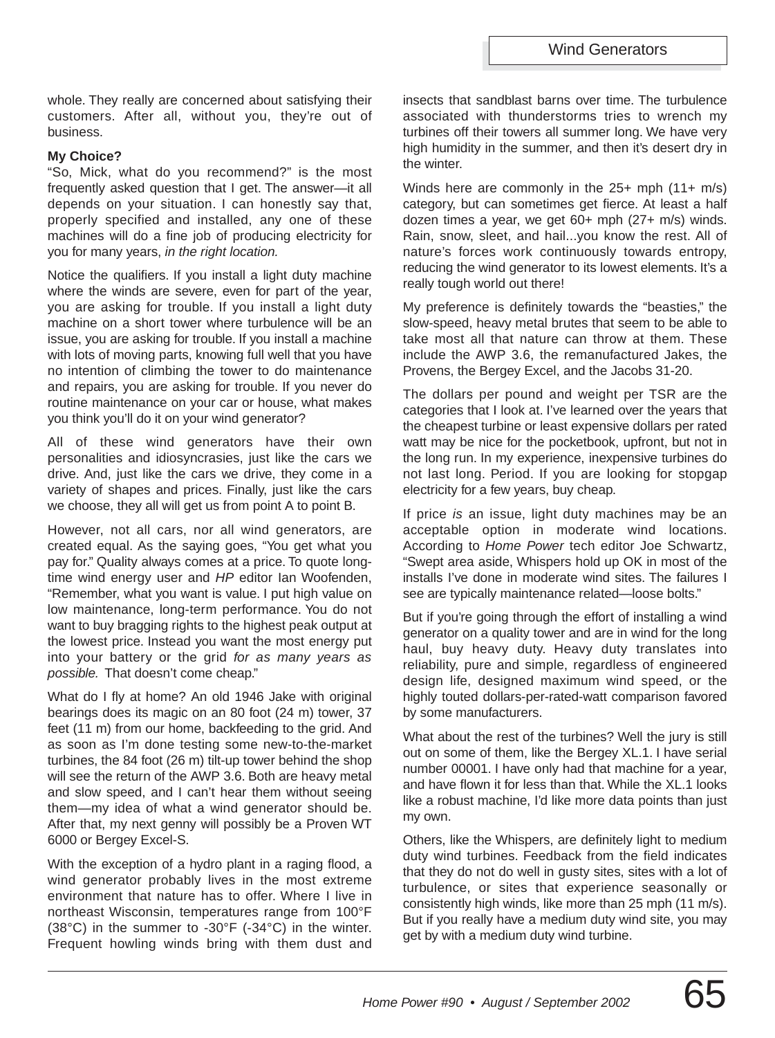whole. They really are concerned about satisfying their customers. After all, without you, they're out of business.

**My Choice?**

"So, Mick, what do you recommend?" is the most frequently asked question that I get. The answer—it all depends on your situation. I can honestly say that, properly specified and installed, any one of these machines will do a fine job of producing electricity for you for many years, *in the right location.*

Notice the qualifiers. If you install a light duty machine where the winds are severe, even for part of the year, you are asking for trouble. If you install a light duty machine on a short tower where turbulence will be an issue, you are asking for trouble. If you install a machine with lots of moving parts, knowing full well that you have no intention of climbing the tower to do maintenance and repairs, you are asking for trouble. If you never do routine maintenance on your car or house, what makes you think you'll do it on your wind generator?

All of these wind generators have their own personalities and idiosyncrasies, just like the cars we drive. And, just like the cars we drive, they come in a variety of shapes and prices. Finally, just like the cars we choose, they all will get us from point A to point B.

However, not all cars, nor all wind generators, are created equal. As the saying goes, "You get what you pay for." Quality always comes at a price. To quote long-time wind energy user and *HP* editor Ian Woofenden, "Remember, what you want is value. I put high value on low maintenance, long-term performance. You do not want to buy bragging rights to the highest peak output at the lowest price. Instead you want the most energy put into your battery or the grid *for as many years as possible.* That doesn't come cheap."

What do I fly at home? An old 1946 Jake with original bearings does its magic on an 80 foot (24 m) tower, 37 feet (11 m) from our home, backfeeding to the grid. And as soon as I'm done testing some new-to-the-market turbines, the 84 foot (26 m) tilt-up tower behind the shop will see the return of the AWP 3.6. Both are heavy metal and slow speed, and I can't hear them without seeing them—my idea of what a wind generator should be. After that, my next genny will possibly be a Proven WT 6000 or Bergey Excel-S.

With the exception of a hydro plant in a raging flood, a wind generator probably lives in the most extreme environment that nature has to offer. Where I live in northeast Wisconsin, temperatures range from 100°F (38°C) in the summer to -30°F (-34°C) in the winter. Frequent howling winds bring with them dust and insects that sandblast barns over time. The turbulence associated with thunderstorms tries to wrench my turbines off their towers all summer long. We have very high humidity in the summer, and then it's desert dry in the winter.

Winds here are commonly in the 25+ mph (11+ m/s) category, but can sometimes get fierce. At least a half dozen times a year, we get 60+ mph (27+ m/s) winds. Rain, snow, sleet, and hail...you know the rest. All of nature's forces work continuously towards entropy, reducing the wind generator to its lowest elements. It's a really tough world out there!

My preference is definitely towards the "beasties," the slow-speed, heavy metal brutes that seem to be able to take most all that nature can throw at them. These include the AWP 3.6, the remanufactured Jakes, the Provens, the Bergey Excel, and the Jacobs 31-20.

The dollars per pound and weight per TSR are the categories that I look at. I've learned over the years that the cheapest turbine or least expensive dollars per rated watt may be nice for the pocketbook, upfront, but not in the long run. In my experience, inexpensive turbines do not last long. Period. If you are looking for stopgap electricity for a few years, buy cheap.

If price *is* an issue, light duty machines may be an acceptable option in moderate wind locations. According to *Home Power* tech editor Joe Schwartz, "Swept area aside, Whispers hold up OK in most of the installs I've done in moderate wind sites. The failures I see are typically maintenance related—loose bolts."

But if you're going through the effort of installing a wind generator on a quality tower and are in wind for the long haul, buy heavy duty. Heavy duty translates into reliability, pure and simple, regardless of engineered design life, designed maximum wind speed, or the highly touted dollars-per-rated-watt comparison favored by some manufacturers.

What about the rest of the turbines? Well the jury is still out on some of them, like the Bergey XL.1. I have serial number 00001. I have only had that machine for a year, and have flown it for less than that. While the XL.1 looks like a robust machine, I'd like more data points than just my own.

Others, like the Whispers, are definitely light to medium duty wind turbines. Feedback from the field indicates that they do not do well in gusty sites, sites with a lot of turbulence, or sites that experience seasonally or consistently high winds, like more than 25 mph (11 m/s). But if you really have a medium duty wind site, you may get by with a medium duty wind turbine.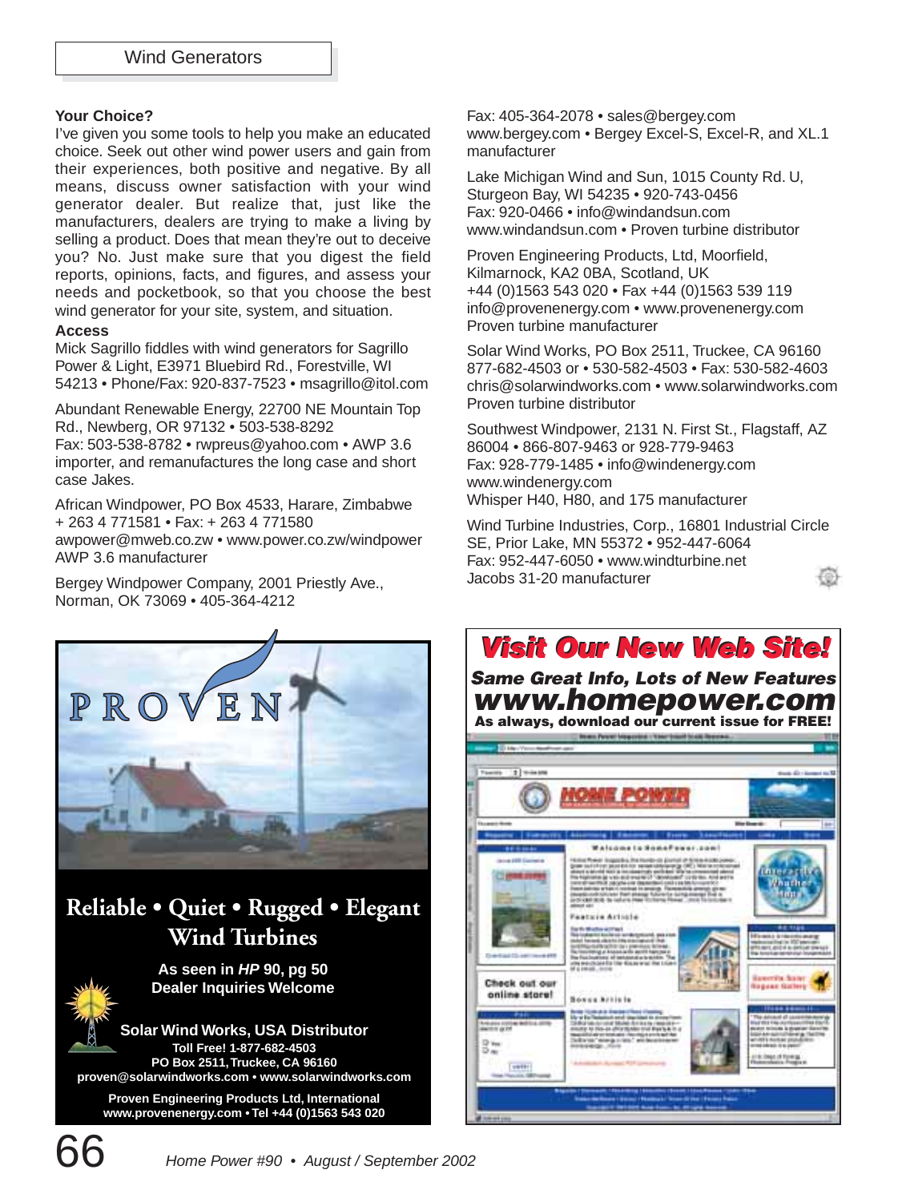### Your Choice?

I've given you some tools to help you make an educated choice. Seek out other wind power users and gain from their experiences, both positive and negative. By all means, discuss owner satisfaction with your wind generator dealer. But realize that, just like the manufacturers, dealers are trying to make a living by selling a product. Does that mean they're out to deceive you? No. Just make sure that you digest the field reports, opinions, facts, and figures, and assess your needs and pocketbook, so that you choose the best wind generator for your site, system, and situation.

### Access

Mick Sagrillo fiddles with wind generators for Sagrillo Power & Light, E3971 Bluebird Rd., Forestville, WI 54213 • Phone/Fax: 920-837-7523 • msagrillo@itol.com

Abundant Renewable Energy, 22700 NE Mountain Top Rd., Newberg, OR 97132 • 503-538-8292
Fax: 503-538-8782 • rwpreus@yahoo.com • AWP 3.6 importer, and remanufactures the long case and short case Jakes.

African Windpower, PO Box 4533, Harare, Zimbabwe
+ 263 4 771581 • Fax: + 263 4 771580
awpower@mweb.co.zw • www.power.co.zw/windpower
AWP 3.6 manufacturer

Bergey Windpower Company, 2001 Priestly Ave., Norman, OK 73069 • 405-364-4212
Fax: 405-364-2078 • sales@bergey.com
www.bergey.com • Bergey Excel-S, Excel-R, and XL.1 manufacturer

Lake Michigan Wind and Sun, 1015 County Rd. U, Sturgeon Bay, WI 54235 • 920-743-0456
Fax: 920-0466 • info@windandsun.com
www.windandsun.com • Proven turbine distributor

Proven Engineering Products, Ltd, Moorfield, Kilmarnock, KA2 0BA, Scotland, UK
+44 (0)1563 543 020 • Fax +44 (0)1563 539 119
info@provenenergy.com • www.provenenergy.com
Proven turbine manufacturer

Solar Wind Works, PO Box 2511, Truckee, CA 96160
877-682-4503 or • 530-582-4503 • Fax: 530-582-4603
chris@solarwindworks.com • www.solarwindworks.com
Proven turbine distributor

Southwest Windpower, 2131 N. First St., Flagstaff, AZ 86004 • 866-807-9463 or 928-779-9463
Fax: 928-779-1485 • info@windenergy.com
www.windenergy.com
Whisper H40, H80, and 175 manufacturer

Wind Turbine Industries, Corp., 16801 Industrial Circle SE, Prior Lake, MN 55372 • 952-447-6064
Fax: 952-447-6050 • www.windturbine.net
Jacobs 31-20 manufacturer

PROVEN

**Reliable • Quiet • Rugged • Elegant Wind Turbines**

**As seen in *HP* 90, pg 50**
**Dealer Inquiries Welcome**

**Solar Wind Works, USA Distributor**
**Toll Free! 1-877-682-4503**
**PO Box 2511, Truckee, CA 96160**
**proven@solarwindworks.com • www.solarwindworks.com**

**Proven Engineering Products Ltd, International**
**www.provenenergy.com • Tel +44 (0)1563 543 020**

**Visit Our New Web Site!**

**Same Great Info, Lots of New Features**

**www.homepower.com**

**As always, download our current issue for FREE!**